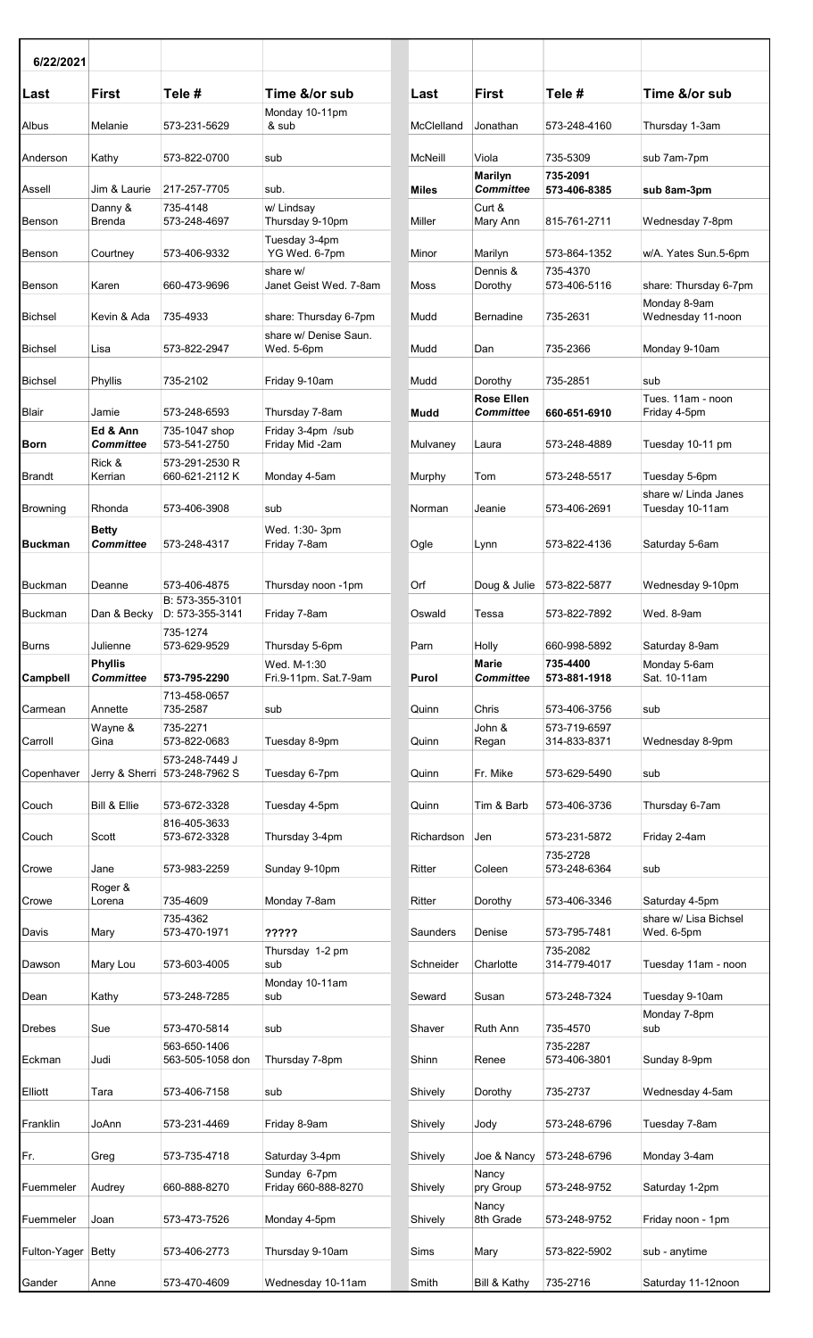6/22/2021

| Last | First | Tele # | Time &/or sub | Last | First | Tele # | Time &/or sub |
|---|---|---|---|---|---|---|---|
| Albus | Melanie | 573-231-5629 | Monday 10-11pm & sub | McClelland | Jonathan | 573-248-4160 | Thursday 1-3am |
| Anderson | Kathy | 573-822-0700 | sub | McNeill | Viola | 735-5309 | sub 7am-7pm |
| Assell | Jim & Laurie | 217-257-7705 | sub. | **Miles** | **Marilyn** ***Committee*** | **735-2091 573-406-8385** | **sub 8am-3pm** |
| Benson | Danny & Brenda | 735-4148 573-248-4697 | w/ Lindsay Thursday 9-10pm | Miller | Curt & Mary Ann | 815-761-2711 | Wednesday 7-8pm |
| Benson | Courtney | 573-406-9332 | Tuesday 3-4pm YG Wed. 6-7pm | Minor | Marilyn | 573-864-1352 | w/A. Yates Sun.5-6pm |
| Benson | Karen | 660-473-9696 | share w/ Janet Geist Wed. 7-8am | Moss | Dennis & Dorothy | 735-4370 573-406-5116 | share: Thursday 6-7pm |
| Bichsel | Kevin & Ada | 735-4933 | share: Thursday 6-7pm | Mudd | Bernadine | 735-2631 | Monday 8-9am Wednesday 11-noon |
| Bichsel | Lisa | 573-822-2947 | share w/ Denise Saun. Wed. 5-6pm | Mudd | Dan | 735-2366 | Monday 9-10am |
| Bichsel | Phyllis | 735-2102 | Friday 9-10am | Mudd | Dorothy | 735-2851 | sub |
| Blair | Jamie | 573-248-6593 | Thursday 7-8am | **Mudd** | **Rose Ellen** ***Committee*** | **660-651-6910** | Tues. 11am - noon Friday 4-5pm |
| **Born** | **Ed & Ann** ***Committee*** | 735-1047 shop 573-541-2750 | Friday 3-4pm /sub Friday Mid -2am | Mulvaney | Laura | 573-248-4889 | Tuesday 10-11 pm |
| Brandt | Rick & Kerrian | 573-291-2530 R 660-621-2112 K | Monday 4-5am | Murphy | Tom | 573-248-5517 | Tuesday 5-6pm |
| Browning | Rhonda | 573-406-3908 | sub | Norman | Jeanie | 573-406-2691 | share w/ Linda Janes Tuesday 10-11am |
| **Buckman** | **Betty** ***Committee*** | 573-248-4317 | Wed. 1:30- 3pm Friday 7-8am | Ogle | Lynn | 573-822-4136 | Saturday 5-6am |
| Buckman | Deanne | 573-406-4875 | Thursday noon -1pm | Orf | Doug & Julie | 573-822-5877 | Wednesday 9-10pm |
| Buckman | Dan & Becky | B: 573-355-3101 D: 573-355-3141 | Friday 7-8am | Oswald | Tessa | 573-822-7892 | Wed. 8-9am |
| Burns | Julienne | 735-1274 573-629-9529 | Thursday 5-6pm | Parn | Holly | 660-998-5892 | Saturday 8-9am |
| **Campbell** | **Phyllis** ***Committee*** | **573-795-2290** | Wed. M-1:30 Fri.9-11pm. Sat.7-9am | **Purol** | **Marie** ***Committee*** | **735-4400 573-881-1918** | Monday 5-6am Sat. 10-11am |
| Carmean | Annette | 713-458-0657 735-2587 | sub | Quinn | Chris | 573-406-3756 | sub |
| Carroll | Wayne & Gina | 735-2271 573-822-0683 | Tuesday 8-9pm | Quinn | John & Regan | 573-719-6597 314-833-8371 | Wednesday 8-9pm |
| Copenhaver | Jerry & Sherri | 573-248-7449 J 573-248-7962 S | Tuesday 6-7pm | Quinn | Fr. Mike | 573-629-5490 | sub |
| Couch | Bill & Ellie | 573-672-3328 | Tuesday 4-5pm | Quinn | Tim & Barb | 573-406-3736 | Thursday 6-7am |
| Couch | Scott | 816-405-3633 573-672-3328 | Thursday 3-4pm | Richardson | Jen | 573-231-5872 | Friday 2-4am |
| Crowe | Jane | 573-983-2259 | Sunday 9-10pm | Ritter | Coleen | 735-2728 573-248-6364 | sub |
| Crowe | Roger & Lorena | 735-4609 | Monday 7-8am | Ritter | Dorothy | 573-406-3346 | Saturday 4-5pm |
| Davis | Mary | 735-4362 573-470-1971 | ????? | Saunders | Denise | 573-795-7481 | share w/ Lisa Bichsel Wed. 6-5pm |
| Dawson | Mary Lou | 573-603-4005 | Thursday 1-2 pm sub | Schneider | Charlotte | 735-2082 314-779-4017 | Tuesday 11am - noon |
| Dean | Kathy | 573-248-7285 | Monday 10-11am sub | Seward | Susan | 573-248-7324 | Tuesday 9-10am |
| Drebes | Sue | 573-470-5814 | sub | Shaver | Ruth Ann | 735-4570 | Monday 7-8pm sub |
| Eckman | Judi | 563-650-1406 563-505-1058 don | Thursday 7-8pm | Shinn | Renee | 735-2287 573-406-3801 | Sunday 8-9pm |
| Elliott | Tara | 573-406-7158 | sub | Shively | Dorothy | 735-2737 | Wednesday 4-5am |
| Franklin | JoAnn | 573-231-4469 | Friday 8-9am | Shively | Jody | 573-248-6796 | Tuesday 7-8am |
| Fr. | Greg | 573-735-4718 | Saturday 3-4pm | Shively | Joe & Nancy | 573-248-6796 | Monday 3-4am |
| Fuemmeler | Audrey | 660-888-8270 | Sunday 6-7pm Friday 660-888-8270 | Shively | Nancy pry Group | 573-248-9752 | Saturday 1-2pm |
| Fuemmeler | Joan | 573-473-7526 | Monday 4-5pm | Shively | Nancy 8th Grade | 573-248-9752 | Friday noon - 1pm |
| Fulton-Yager | Betty | 573-406-2773 | Thursday 9-10am | Sims | Mary | 573-822-5902 | sub - anytime |
| Gander | Anne | 573-470-4609 | Wednesday 10-11am | Smith | Bill & Kathy | 735-2716 | Saturday 11-12noon |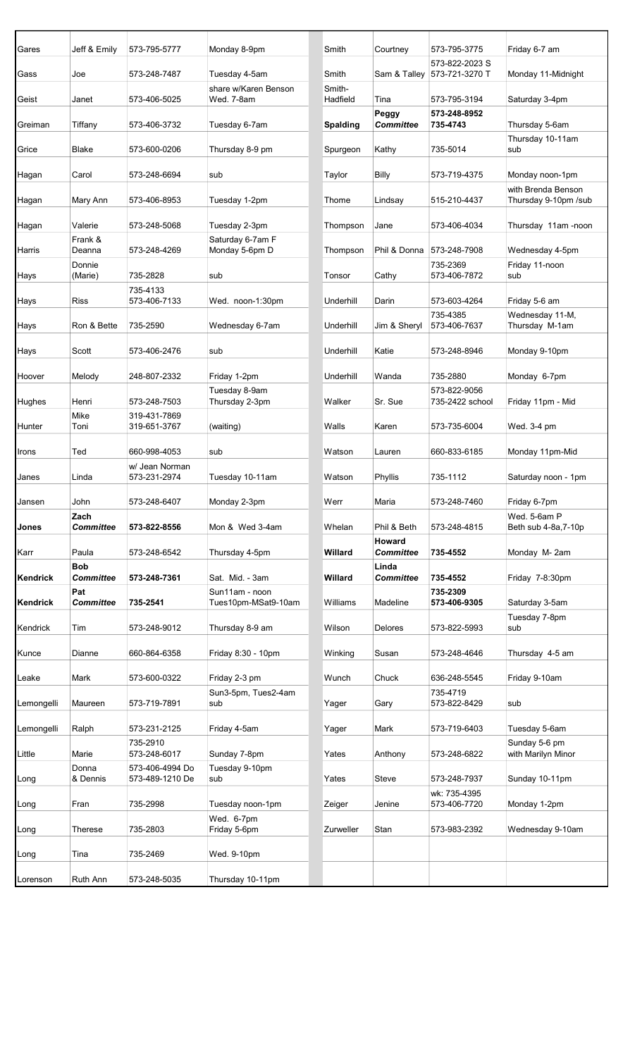| | | | | | | | |
|---|---|---|---|---|---|---|---|
| Gares | Jeff & Emily | 573-795-5777 | Monday 8-9pm | Smith | Courtney | 573-795-3775 | Friday 6-7 am |
| Gass | Joe | 573-248-7487 | Tuesday 4-5am | Smith | Sam & Talley | 573-822-2023 S 573-721-3270 T | Monday 11-Midnight |
| Geist | Janet | 573-406-5025 | share w/Karen Benson Wed. 7-8am | Smith-Hadfield | Tina | 573-795-3194 | Saturday 3-4pm |
| Greiman | Tiffany | 573-406-3732 | Tuesday 6-7am | **Spalding** | **Peggy *Committee*** | **573-248-8952 735-4743** | Thursday 5-6am |
| Grice | Blake | 573-600-0206 | Thursday 8-9 pm | Spurgeon | Kathy | 735-5014 | Thursday 10-11am sub |
| Hagan | Carol | 573-248-6694 | sub | Taylor | Billy | 573-719-4375 | Monday noon-1pm |
| Hagan | Mary Ann | 573-406-8953 | Tuesday 1-2pm | Thome | Lindsay | 515-210-4437 | with Brenda Benson Thursday 9-10pm /sub |
| Hagan | Valerie | 573-248-5068 | Tuesday 2-3pm | Thompson | Jane | 573-406-4034 | Thursday 11am -noon |
| Harris | Frank & Deanna | 573-248-4269 | Saturday 6-7am F Monday 5-6pm D | Thompson | Phil & Donna | 573-248-7908 | Wednesday 4-5pm |
| Hays | Donnie (Marie) | 735-2828 | sub | Tonsor | Cathy | 735-2369 573-406-7872 | Friday 11-noon sub |
| Hays | Riss | 735-4133 573-406-7133 | Wed. noon-1:30pm | Underhill | Darin | 573-603-4264 | Friday 5-6 am |
| Hays | Ron & Bette | 735-2590 | Wednesday 6-7am | Underhill | Jim & Sheryl | 735-4385 573-406-7637 | Wednesday 11-M, Thursday M-1am |
| Hays | Scott | 573-406-2476 | sub | Underhill | Katie | 573-248-8946 | Monday 9-10pm |
| Hoover | Melody | 248-807-2332 | Friday 1-2pm | Underhill | Wanda | 735-2880 | Monday 6-7pm |
| Hughes | Henri | 573-248-7503 | Tuesday 8-9am Thursday 2-3pm | Walker | Sr. Sue | 573-822-9056 735-2422 school | Friday 11pm - Mid |
| Hunter | Mike Toni | 319-431-7869 319-651-3767 | (waiting) | Walls | Karen | 573-735-6004 | Wed. 3-4 pm |
| Irons | Ted | 660-998-4053 | sub | Watson | Lauren | 660-833-6185 | Monday 11pm-Mid |
| Janes | Linda | w/ Jean Norman 573-231-2974 | Tuesday 10-11am | Watson | Phyllis | 735-1112 | Saturday noon - 1pm |
| Jansen | John | 573-248-6407 | Monday 2-3pm | Werr | Maria | 573-248-7460 | Friday 6-7pm |
| **Jones** | **Zach *Committee*** | **573-822-8556** | Mon & Wed 3-4am | Whelan | Phil & Beth | 573-248-4815 | Wed. 5-6am P Beth sub 4-8a,7-10p |
| Karr | Paula | 573-248-6542 | Thursday 4-5pm | **Willard** | **Howard *Committee*** | **735-4552** | Monday M- 2am |
| **Kendrick** | **Bob *Committee*** | **573-248-7361** | Sat. Mid. - 3am | **Willard** | **Linda *Committee*** | **735-4552** | Friday 7-8:30pm |
| **Kendrick** | **Pat *Committee*** | **735-2541** | Sun11am - noon Tues10pm-MSat9-10am | Williams | Madeline | 735-2309 **573-406-9305** | Saturday 3-5am |
| Kendrick | Tim | 573-248-9012 | Thursday 8-9 am | Wilson | Delores | 573-822-5993 | Tuesday 7-8pm sub |
| Kunce | Dianne | 660-864-6358 | Friday 8:30 - 10pm | Winking | Susan | 573-248-4646 | Thursday 4-5 am |
| Leake | Mark | 573-600-0322 | Friday 2-3 pm | Wunch | Chuck | 636-248-5545 | Friday 9-10am |
| Lemongelli | Maureen | 573-719-7891 | Sun3-5pm, Tues2-4am sub | Yager | Gary | 735-4719 573-822-8429 | sub |
| Lemongelli | Ralph | 573-231-2125 | Friday 4-5am | Yager | Mark | 573-719-6403 | Tuesday 5-6am |
| Little | Marie | 735-2910 573-248-6017 | Sunday 7-8pm | Yates | Anthony | 573-248-6822 | Sunday 5-6 pm with Marilyn Minor |
| Long | Donna & Dennis | 573-406-4994 Do 573-489-1210 De | Tuesday 9-10pm sub | Yates | Steve | 573-248-7937 | Sunday 10-11pm |
| Long | Fran | 735-2998 | Tuesday noon-1pm | Zeiger | Jenine | wk: 735-4395 573-406-7720 | Monday 1-2pm |
| Long | Therese | 735-2803 | Wed. 6-7pm Friday 5-6pm | Zurweller | Stan | 573-983-2392 | Wednesday 9-10am |
| Long | Tina | 735-2469 | Wed. 9-10pm | | | | |
| Lorenson | Ruth Ann | 573-248-5035 | Thursday 10-11pm | | | | |